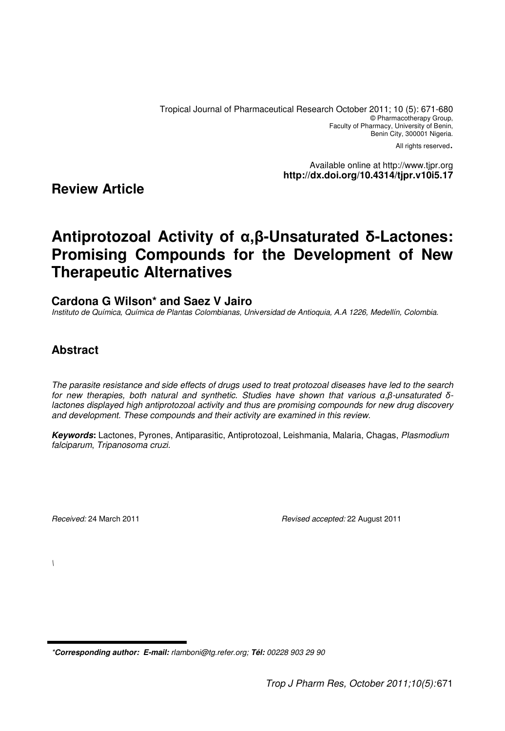Tropical Journal of Pharmaceutical Research October 2011; 10 (5): 671-680
© Pharmacotherapy Group,
Faculty of Pharmacy, University of Benin,
Benin City, 300001 Nigeria.
All rights reserved.

Available online at http://www.tjpr.org
**http://dx.doi.org/10.4314/tjpr.v10i5.17**

**Review Article**

# Antiprotozoal Activity of α,β-Unsaturated δ-Lactones: Promising Compounds for the Development of New Therapeutic Alternatives

**Cardona G Wilson\* and Saez V Jairo**

*Instituto de Química, Química de Plantas Colombianas, Universidad de Antioquia, A.A 1226, Medellín, Colombia.*

## Abstract

*The parasite resistance and side effects of drugs used to treat protozoal diseases have led to the search for new therapies, both natural and synthetic. Studies have shown that various α,β-unsaturated δ-lactones displayed high antiprotozoal activity and thus are promising compounds for new drug discovery and development. These compounds and their activity are examined in this review.*

***Keywords*:** Lactones, Pyrones, Antiparasitic, Antiprotozoal, Leishmania, Malaria, Chagas, *Plasmodium falciparum*, *Tripanosoma cruzi*.

*Received:* 24 March 2011 *Revised accepted:* 22 August 2011

\

*\****Corresponding author:** ***E-mail:*** *rlamboni@tg.refer.org;* ***Tél:*** *00228 903 29 90*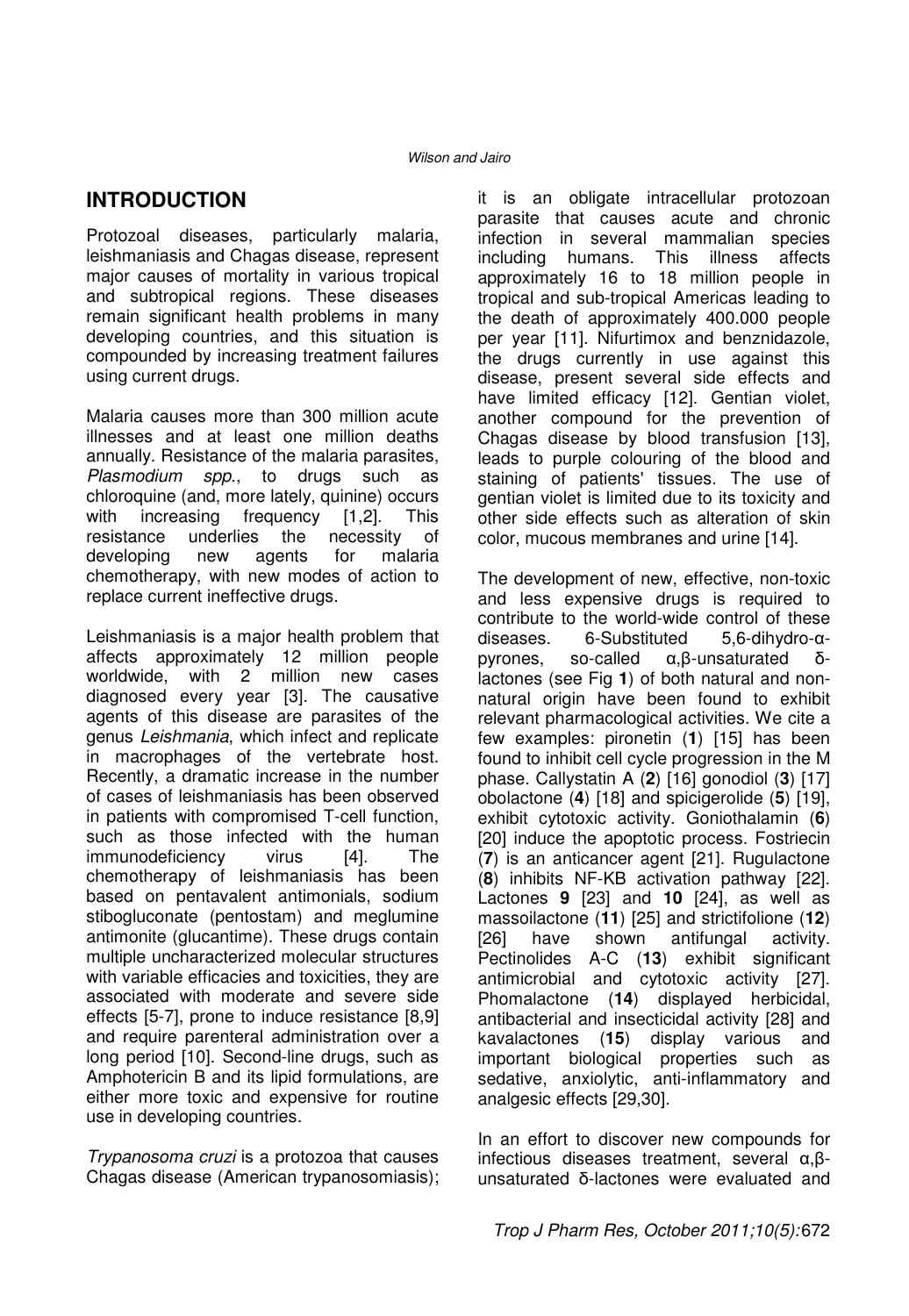## INTRODUCTION

Protozoal diseases, particularly malaria, leishmaniasis and Chagas disease, represent major causes of mortality in various tropical and subtropical regions. These diseases remain significant health problems in many developing countries, and this situation is compounded by increasing treatment failures using current drugs.

Malaria causes more than 300 million acute illnesses and at least one million deaths annually. Resistance of the malaria parasites, *Plasmodium spp.*, to drugs such as chloroquine (and, more lately, quinine) occurs with increasing frequency [1,2]. This resistance underlies the necessity of developing new agents for malaria chemotherapy, with new modes of action to replace current ineffective drugs.

Leishmaniasis is a major health problem that affects approximately 12 million people worldwide, with 2 million new cases diagnosed every year [3]. The causative agents of this disease are parasites of the genus *Leishmania*, which infect and replicate in macrophages of the vertebrate host. Recently, a dramatic increase in the number of cases of leishmaniasis has been observed in patients with compromised T-cell function, such as those infected with the human immunodeficiency virus [4]. The chemotherapy of leishmaniasis has been based on pentavalent antimonials, sodium stibogluconate (pentostam) and meglumine antimonite (glucantime). These drugs contain multiple uncharacterized molecular structures with variable efficacies and toxicities, they are associated with moderate and severe side effects [5-7], prone to induce resistance [8,9] and require parenteral administration over a long period [10]. Second-line drugs, such as Amphotericin B and its lipid formulations, are either more toxic and expensive for routine use in developing countries.

*Trypanosoma cruzi* is a protozoa that causes Chagas disease (American trypanosomiasis); it is an obligate intracellular protozoan parasite that causes acute and chronic infection in several mammalian species including humans. This illness affects approximately 16 to 18 million people in tropical and sub-tropical Americas leading to the death of approximately 400.000 people per year [11]. Nifurtimox and benznidazole, the drugs currently in use against this disease, present several side effects and have limited efficacy [12]. Gentian violet, another compound for the prevention of Chagas disease by blood transfusion [13], leads to purple colouring of the blood and staining of patients' tissues. The use of gentian violet is limited due to its toxicity and other side effects such as alteration of skin color, mucous membranes and urine [14].

The development of new, effective, non-toxic and less expensive drugs is required to contribute to the world-wide control of these diseases. 6-Substituted 5,6-dihydro-α-pyrones, so-called α,β-unsaturated δ-lactones (see Fig **1**) of both natural and non-natural origin have been found to exhibit relevant pharmacological activities. We cite a few examples: pironetin (**1**) [15] has been found to inhibit cell cycle progression in the M phase. Callystatin A (**2**) [16] gonodiol (**3**) [17] obolactone (**4**) [18] and spicigerolide (**5**) [19], exhibit cytotoxic activity. Goniothalamin (**6**) [20] induce the apoptotic process. Fostriecin (**7**) is an anticancer agent [21]. Rugulactone (**8**) inhibits NF-KB activation pathway [22]. Lactones **9** [23] and **10** [24], as well as massoilactone (**11**) [25] and strictifolione (**12**) [26] have shown antifungal activity. Pectinolides A-C (**13**) exhibit significant antimicrobial and cytotoxic activity [27]. Phomalactone (**14**) displayed herbicidal, antibacterial and insecticidal activity [28] and kavalactones (**15**) display various and important biological properties such as sedative, anxiolytic, anti-inflammatory and analgesic effects [29,30].

In an effort to discover new compounds for infectious diseases treatment, several α,β-unsaturated δ-lactones were evaluated and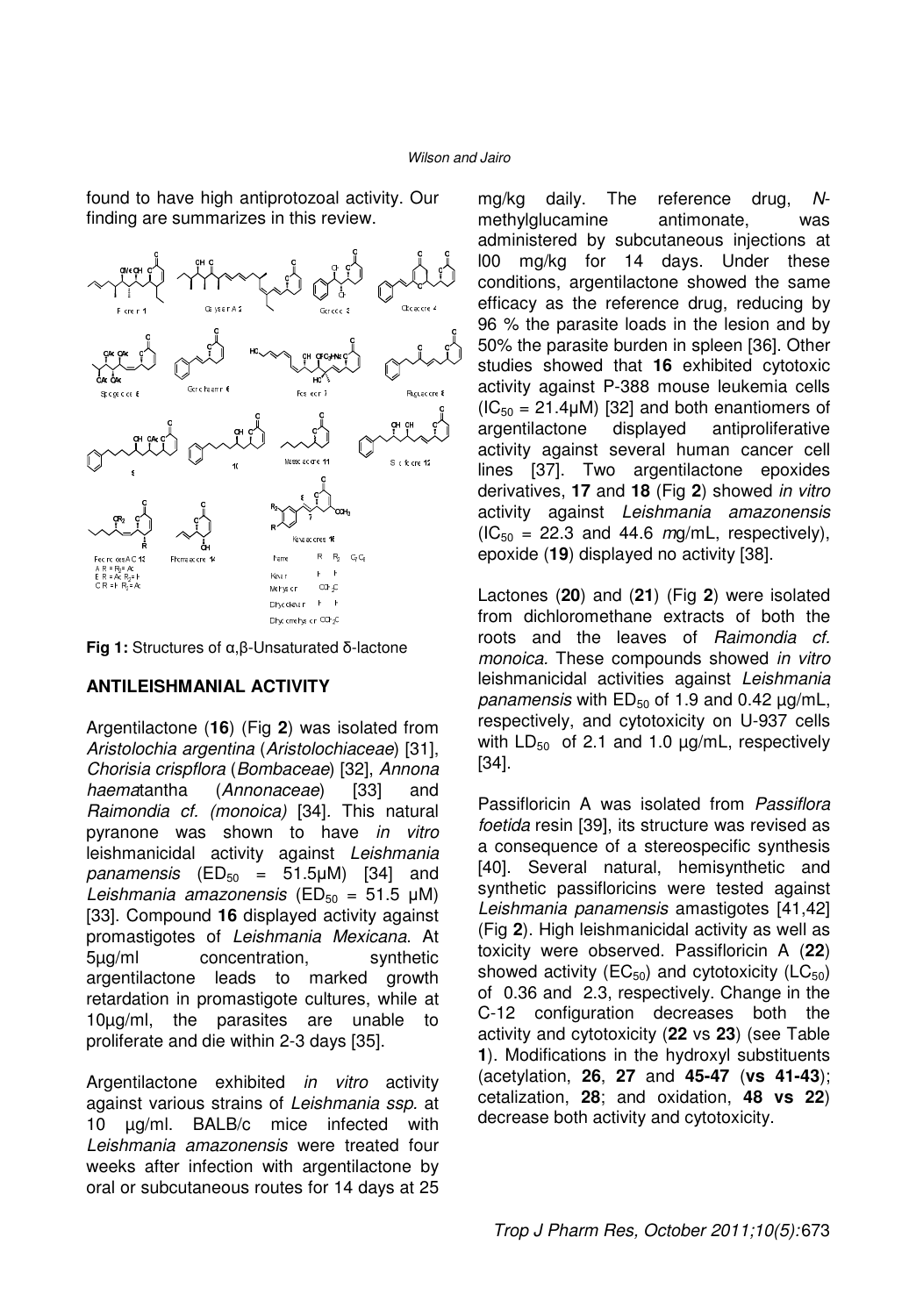found to have high antiprotozoal activity. Our finding are summarizes in this review.

**Fig 1:** Structures of α,β-Unsaturated δ-lactone

## ANTILEISHMANIAL ACTIVITY

Argentilactone (**16**) (Fig **2**) was isolated from *Aristolochia argentina* (*Aristolochiaceae*) [31], *Chorisia crispflora* (*Bombaceae*) [32], *Annona haema*tantha (*Annonaceae*) [33] and *Raimondia cf. (monoica)* [34]. This natural pyranone was shown to have *in vitro* leishmanicidal activity against *Leishmania panamensis* ($ED_{50}$ = 51.5μM) [34] and *Leishmania amazonensis* ($ED_{50}$ = 51.5 μM) [33]. Compound **16** displayed activity against promastigotes of *Leishmania Mexicana*. At 5μg/ml concentration, synthetic argentilactone leads to marked growth retardation in promastigote cultures, while at 10μg/ml, the parasites are unable to proliferate and die within 2-3 days [35].

Argentilactone exhibited *in vitro* activity against various strains of *Leishmania ssp.* at 10 μg/ml. BALB/c mice infected with *Leishmania amazonensis* were treated four weeks after infection with argentilactone by oral or subcutaneous routes for 14 days at 25 mg/kg daily. The reference drug, *N*-methylglucamine antimonate, was administered by subcutaneous injections at l00 mg/kg for 14 days. Under these conditions, argentilactone showed the same efficacy as the reference drug, reducing by 96 % the parasite loads in the lesion and by 50% the parasite burden in spleen [36]. Other studies showed that **16** exhibited cytotoxic activity against P-388 mouse leukemia cells ($IC_{50}$ = 21.4μM) [32] and both enantiomers of argentilactone displayed antiproliferative activity against several human cancer cell lines [37]. Two argentilactone epoxides derivatives, **17** and **18** (Fig **2**) showed *in vitro* activity against *Leishmania amazonensis* ($IC_{50}$ = 22.3 and 44.6 *m*g/mL, respectively), epoxide (**19**) displayed no activity [38].

Lactones (**20**) and (**21**) (Fig **2**) were isolated from dichloromethane extracts of both the roots and the leaves of *Raimondia cf. monoica*. These compounds showed *in vitro* leishmanicidal activities against *Leishmania panamensis* with $ED_{50}$ of 1.9 and 0.42 μg/mL, respectively, and cytotoxicity on U-937 cells with $LD_{50}$ of 2.1 and 1.0 μg/mL, respectively [34].

Passifloricin A was isolated from *Passiflora foetida* resin [39], its structure was revised as a consequence of a stereospecific synthesis [40]. Several natural, hemisynthetic and synthetic passifloricins were tested against *Leishmania panamensis* amastigotes [41,42] (Fig **2**). High leishmanicidal activity as well as toxicity were observed. Passifloricin A (**22**) showed activity ($EC_{50}$) and cytotoxicity ($LC_{50}$) of 0.36 and 2.3, respectively. Change in the C-12 configuration decreases both the activity and cytotoxicity (**22** vs **23**) (see Table **1**). Modifications in the hydroxyl substituents (acetylation, **26**, **27** and **45-47** (**vs 41-43**); cetalization, **28**; and oxidation, **48 vs 22**) decrease both activity and cytotoxicity.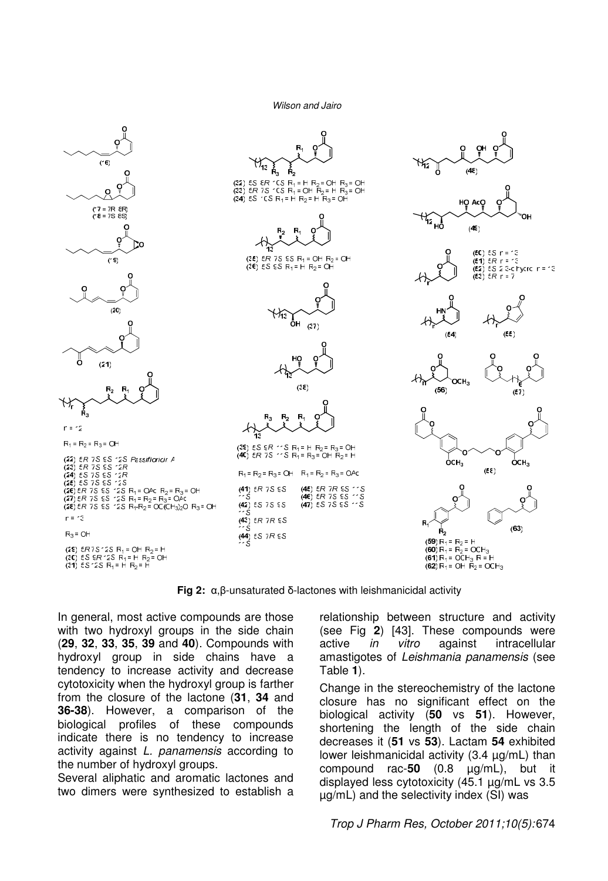**Fig 2:** α,β-unsaturated δ-lactones with leishmanicidal activity

In general, most active compounds are those with two hydroxyl groups in the side chain (**29**, **32**, **33**, **35**, **39** and **40**). Compounds with hydroxyl group in side chains have a tendency to increase activity and decrease cytotoxicity when the hydroxyl group is farther from the closure of the lactone (**31**, **34** and **36-38**). However, a comparison of the biological profiles of these compounds indicate there is no tendency to increase activity against *L. panamensis* according to the number of hydroxyl groups.

Several aliphatic and aromatic lactones and two dimers were synthesized to establish a relationship between structure and activity (see Fig **2**) [43]. These compounds were active *in vitro* against intracellular amastigotes of *Leishmania panamensis* (see Table **1**).

Change in the stereochemistry of the lactone closure has no significant effect on the biological activity (**50** vs **51**). However, shortening the length of the side chain decreases it (**51** vs **53**). Lactam **54** exhibited lower leishmanicidal activity (3.4 µg/mL) than compound rac-**50** (0.8 µg/mL), but it displayed less cytotoxicity (45.1 µg/mL vs 3.5 µg/mL) and the selectivity index (SI) was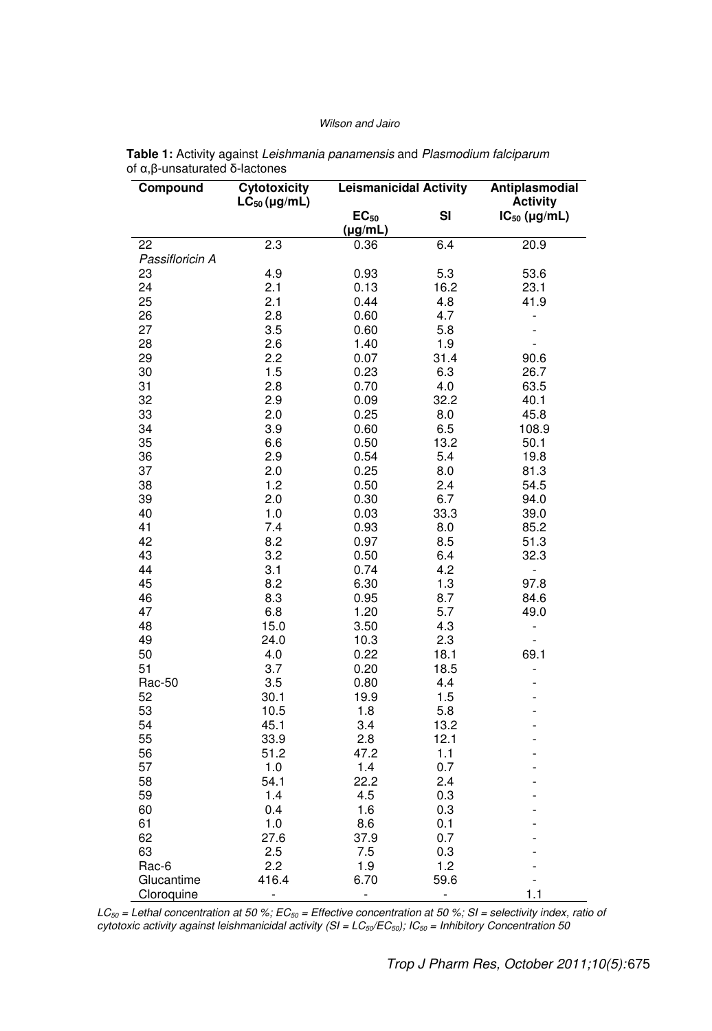**Table 1:** Activity against *Leishmania panamensis* and *Plasmodium falciparum* of α,β-unsaturated δ-lactones

| Compound | Cytotoxicity $LC_{50}$ (µg/mL) | Leismanicidal Activity | | Antiplasmodial Activity |
|---|---|---|---|---|
| | | $EC_{50}$ (µg/mL) | SI | $IC_{50}$ (µg/mL) |
| 22 *Passifloricin A* | 2.3 | 0.36 | 6.4 | 20.9 |
| 23 | 4.9 | 0.93 | 5.3 | 53.6 |
| 24 | 2.1 | 0.13 | 16.2 | 23.1 |
| 25 | 2.1 | 0.44 | 4.8 | 41.9 |
| 26 | 2.8 | 0.60 | 4.7 | - |
| 27 | 3.5 | 0.60 | 5.8 | - |
| 28 | 2.6 | 1.40 | 1.9 | - |
| 29 | 2.2 | 0.07 | 31.4 | 90.6 |
| 30 | 1.5 | 0.23 | 6.3 | 26.7 |
| 31 | 2.8 | 0.70 | 4.0 | 63.5 |
| 32 | 2.9 | 0.09 | 32.2 | 40.1 |
| 33 | 2.0 | 0.25 | 8.0 | 45.8 |
| 34 | 3.9 | 0.60 | 6.5 | 108.9 |
| 35 | 6.6 | 0.50 | 13.2 | 50.1 |
| 36 | 2.9 | 0.54 | 5.4 | 19.8 |
| 37 | 2.0 | 0.25 | 8.0 | 81.3 |
| 38 | 1.2 | 0.50 | 2.4 | 54.5 |
| 39 | 2.0 | 0.30 | 6.7 | 94.0 |
| 40 | 1.0 | 0.03 | 33.3 | 39.0 |
| 41 | 7.4 | 0.93 | 8.0 | 85.2 |
| 42 | 8.2 | 0.97 | 8.5 | 51.3 |
| 43 | 3.2 | 0.50 | 6.4 | 32.3 |
| 44 | 3.1 | 0.74 | 4.2 | - |
| 45 | 8.2 | 6.30 | 1.3 | 97.8 |
| 46 | 8.3 | 0.95 | 8.7 | 84.6 |
| 47 | 6.8 | 1.20 | 5.7 | 49.0 |
| 48 | 15.0 | 3.50 | 4.3 | - |
| 49 | 24.0 | 10.3 | 2.3 | - |
| 50 | 4.0 | 0.22 | 18.1 | 69.1 |
| 51 | 3.7 | 0.20 | 18.5 | - |
| Rac-50 | 3.5 | 0.80 | 4.4 | - |
| 52 | 30.1 | 19.9 | 1.5 | - |
| 53 | 10.5 | 1.8 | 5.8 | - |
| 54 | 45.1 | 3.4 | 13.2 | - |
| 55 | 33.9 | 2.8 | 12.1 | - |
| 56 | 51.2 | 47.2 | 1.1 | - |
| 57 | 1.0 | 1.4 | 0.7 | - |
| 58 | 54.1 | 22.2 | 2.4 | - |
| 59 | 1.4 | 4.5 | 0.3 | - |
| 60 | 0.4 | 1.6 | 0.3 | - |
| 61 | 1.0 | 8.6 | 0.1 | - |
| 62 | 27.6 | 37.9 | 0.7 | - |
| 63 | 2.5 | 7.5 | 0.3 | - |
| Rac-6 | 2.2 | 1.9 | 1.2 | - |
| Glucantime | 416.4 | 6.70 | 59.6 | - |
| Cloroquine | - | - | - | 1.1 |

*$LC_{50}$ = Lethal concentration at 50 %; $EC_{50}$ = Effective concentration at 50 %; SI = selectivity index, ratio of cytotoxic activity against leishmanicidal activity (SI = $LC_{50}/EC_{50}$); $IC_{50}$ = Inhibitory Concentration 50*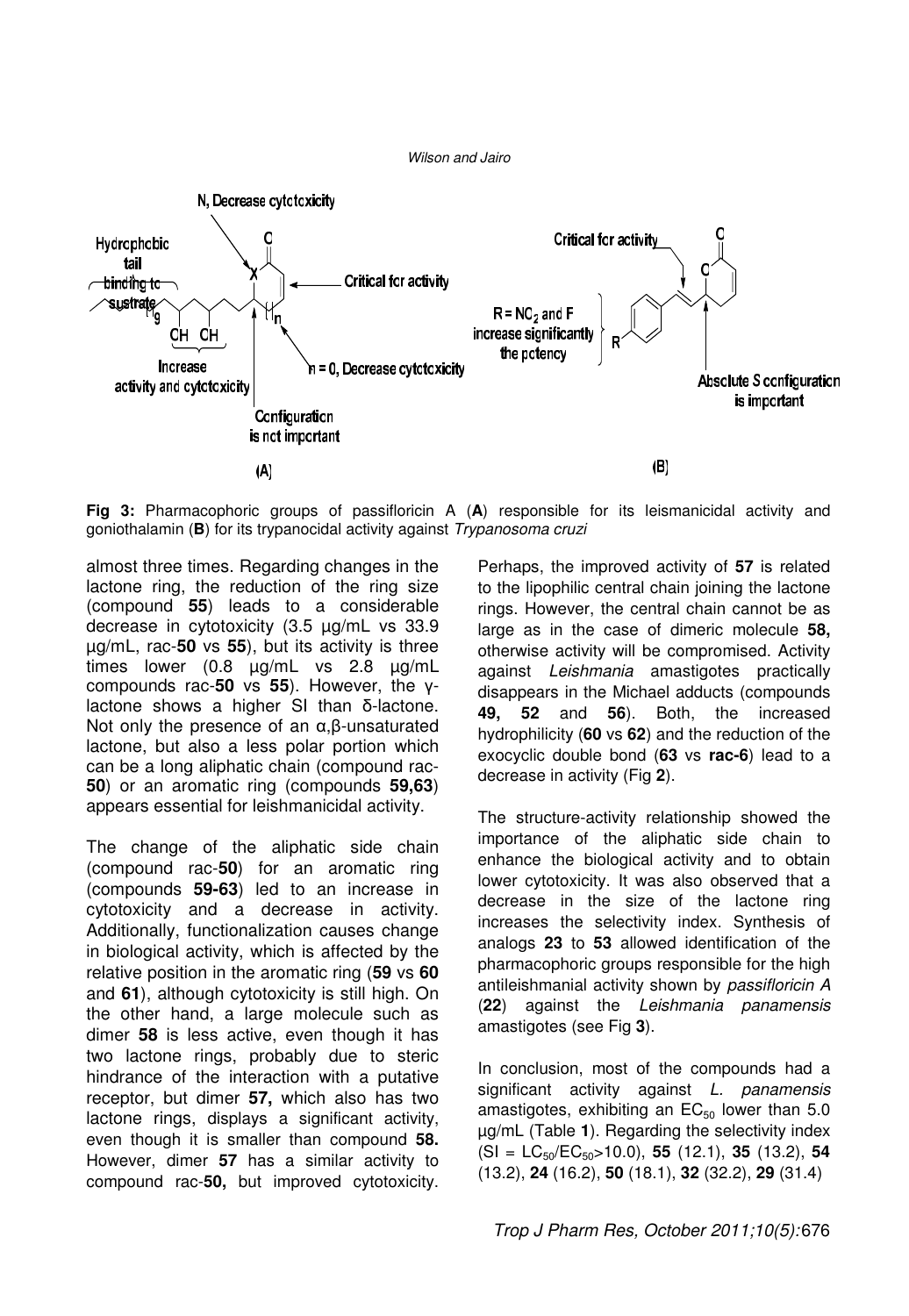Fig 3: Pharmacophoric groups of passifloricin A (A) responsible for its leismanicidal activity and goniothalamin (B) for its trypanocidal activity against *Trypanosoma cruzi*

almost three times. Regarding changes in the lactone ring, the reduction of the ring size (compound **55**) leads to a considerable decrease in cytotoxicity (3.5 µg/mL vs 33.9 µg/mL, rac-**50** vs **55**), but its activity is three times lower (0.8 µg/mL vs 2.8 µg/mL compounds rac-**50** vs **55**). However, the γ-lactone shows a higher SI than δ-lactone. Not only the presence of an α,β-unsaturated lactone, but also a less polar portion which can be a long aliphatic chain (compound rac-**50**) or an aromatic ring (compounds **59,63**) appears essential for leishmanicidal activity.

The change of the aliphatic side chain (compound rac-**50**) for an aromatic ring (compounds **59-63**) led to an increase in cytotoxicity and a decrease in activity. Additionally, functionalization causes change in biological activity, which is affected by the relative position in the aromatic ring (**59** vs **60** and **61**), although cytotoxicity is still high. On the other hand, a large molecule such as dimer **58** is less active, even though it has two lactone rings, probably due to steric hindrance of the interaction with a putative receptor, but dimer **57,** which also has two lactone rings, displays a significant activity, even though it is smaller than compound **58.** However, dimer **57** has a similar activity to compound rac-**50,** but improved cytotoxicity. Perhaps, the improved activity of **57** is related to the lipophilic central chain joining the lactone rings. However, the central chain cannot be as large as in the case of dimeric molecule **58,** otherwise activity will be compromised. Activity against *Leishmania* amastigotes practically disappears in the Michael adducts (compounds **49, 52** and **56**). Both, the increased hydrophilicity (**60** vs **62**) and the reduction of the exocyclic double bond (**63** vs **rac-6**) lead to a decrease in activity (Fig **2**).

The structure-activity relationship showed the importance of the aliphatic side chain to enhance the biological activity and to obtain lower cytotoxicity. It was also observed that a decrease in the size of the lactone ring increases the selectivity index. Synthesis of analogs **23** to **53** allowed identification of the pharmacophoric groups responsible for the high antileishmanial activity shown by *passifloricin A* (**22**) against the *Leishmania panamensis* amastigotes (see Fig **3**).

In conclusion, most of the compounds had a significant activity against *L. panamensis* amastigotes, exhibiting an $EC_{50}$ lower than 5.0 µg/mL (Table **1**). Regarding the selectivity index ($SI = LC_{50}/EC_{50} > 10.0$), **55** (12.1), **35** (13.2), **54** (13.2), **24** (16.2), **50** (18.1), **32** (32.2), **29** (31.4)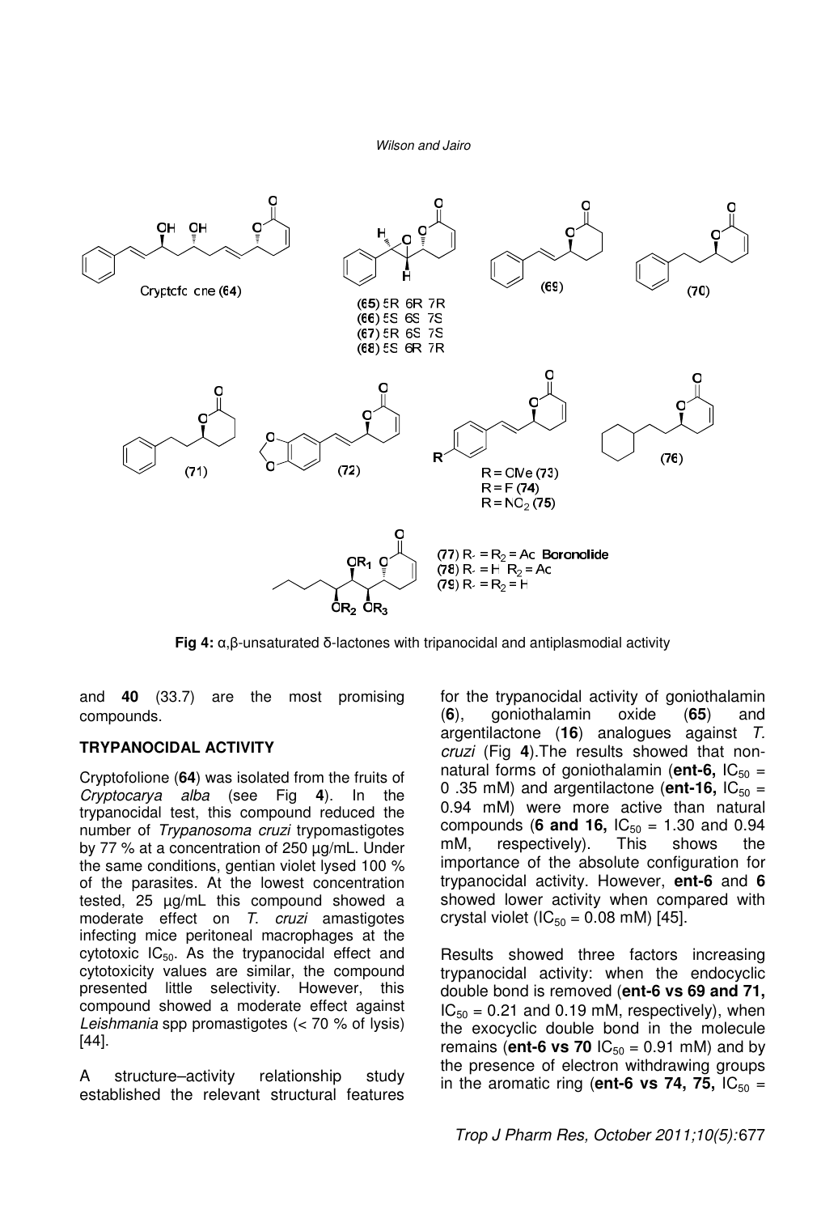**Fig 4:** α,β-unsaturated δ-lactones with tripanocidal and antiplasmodial activity

and **40** (33.7) are the most promising compounds.

## TRYPANOCIDAL ACTIVITY

Cryptofolione (**64**) was isolated from the fruits of *Cryptocarya alba* (see Fig **4**). In the trypanocidal test, this compound reduced the number of *Trypanosoma cruzi* trypomastigotes by 77 % at a concentration of 250 µg/mL. Under the same conditions, gentian violet lysed 100 % of the parasites. At the lowest concentration tested, 25 µg/mL this compound showed a moderate effect on *T. cruzi* amastigotes infecting mice peritoneal macrophages at the cytotoxic $IC_{50}$. As the trypanocidal effect and cytotoxicity values are similar, the compound presented little selectivity. However, this compound showed a moderate effect against *Leishmania* spp promastigotes (< 70 % of lysis) [44].

A structure–activity relationship study established the relevant structural features for the trypanocidal activity of goniothalamin (**6**), goniothalamin oxide (**65**) and argentilactone (**16**) analogues against *T. cruzi* (Fig **4**).The results showed that non-natural forms of goniothalamin (**ent-6,** $IC_{50}$ = 0 .35 mM) and argentilactone (**ent-16,** $IC_{50}$ = 0.94 mM) were more active than natural compounds (**6 and 16,** $IC_{50}$ = 1.30 and 0.94 mM, respectively). This shows the importance of the absolute configuration for trypanocidal activity. However, **ent-6** and **6** showed lower activity when compared with crystal violet ($IC_{50}$ = 0.08 mM) [45].

Results showed three factors increasing trypanocidal activity: when the endocyclic double bond is removed (**ent-6 vs 69 and 71,** $IC_{50}$ = 0.21 and 0.19 mM, respectively), when the exocyclic double bond in the molecule remains (**ent-6 vs 70** $IC_{50}$ = 0.91 mM) and by the presence of electron withdrawing groups in the aromatic ring (**ent-6 vs 74, 75,** $IC_{50}$ =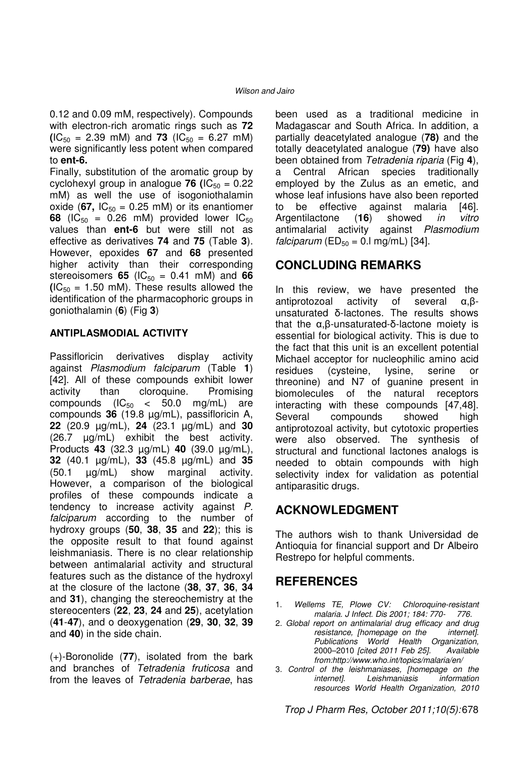0.12 and 0.09 mM, respectively). Compounds with electron-rich aromatic rings such as **72** ($IC_{50}$ = 2.39 mM) and **73** ($IC_{50}$ = 6.27 mM) were significantly less potent when compared to **ent-6.**

Finally, substitution of the aromatic group by cyclohexyl group in analogue **76** ($IC_{50}$ = 0.22 mM) as well the use of isogoniothalamin oxide (**67,** $IC_{50}$ = 0.25 mM) or its enantiomer **68** ($IC_{50}$ = 0.26 mM) provided lower $IC_{50}$ values than **ent-6** but were still not as effective as derivatives **74** and **75** (Table **3**). However, epoxides **67** and **68** presented higher activity than their corresponding stereoisomers **65** ($IC_{50}$ = 0.41 mM) and **66** ($IC_{50}$ = 1.50 mM). These results allowed the identification of the pharmacophoric groups in goniothalamin (**6**) (Fig **3**)

### ANTIPLASMODIAL ACTIVITY

Passifloricin derivatives display activity against *Plasmodium falciparum* (Table **1**) [42]. All of these compounds exhibit lower activity than cloroquine. Promising compounds ($IC_{50}$ < 50.0 mg/mL) are compounds **36** (19.8 µg/mL), passifloricin A, **22** (20.9 µg/mL), **24** (23.1 µg/mL) and **30** (26.7 µg/mL) exhibit the best activity. Products **43** (32.3 µg/mL) **40** (39.0 µg/mL), **32** (40.1 µg/mL), **33** (45.8 µg/mL) and **35** (50.1 µg/mL) show marginal activity. However, a comparison of the biological profiles of these compounds indicate a tendency to increase activity against *P. falciparum* according to the number of hydroxy groups (**50**, **38**, **35** and **22**); this is the opposite result to that found against leishmaniasis. There is no clear relationship between antimalarial activity and structural features such as the distance of the hydroxyl at the closure of the lactone (**38**, **37**, **36**, **34** and **31**), changing the stereochemistry at the stereocenters (**22**, **23**, **24** and **25**), acetylation (**41**-**47**), and o deoxygenation (**29**, **30**, **32**, **39** and **40**) in the side chain.

(+)-Boronolide (**77**), isolated from the bark and branches of *Tetradenia fruticosa* and from the leaves of *Tetradenia barberae*, has been used as a traditional medicine in Madagascar and South Africa. In addition, a partially deacetylated analogue (**78)** and the totally deacetylated analogue (**79)** have also been obtained from *Tetradenia riparia* (Fig **4**), a Central African species traditionally employed by the Zulus as an emetic, and whose leaf infusions have also been reported to be effective against malaria [46]. Argentilactone (**16**) showed *in vitro* antimalarial activity against *Plasmodium falciparum* ($ED_{50}$ = 0.l mg/mL) [34].

## CONCLUDING REMARKS

In this review, we have presented the antiprotozoal activity of several α,β-unsaturated δ-lactones. The results shows that the α,β-unsaturated-δ-lactone moiety is essential for biological activity. This is due to the fact that this unit is an excellent potential Michael acceptor for nucleophilic amino acid residues (cysteine, lysine, serine or threonine) and N7 of guanine present in biomolecules of the natural receptors interacting with these compounds [47,48]. Several compounds showed high antiprotozoal activity, but cytotoxic properties were also observed. The synthesis of structural and functional lactones analogs is needed to obtain compounds with high selectivity index for validation as potential antiparasitic drugs.

## ACKNOWLEDGMENT

The authors wish to thank Universidad de Antioquia for financial support and Dr Albeiro Restrepo for helpful comments.

## REFERENCES

1. *Wellems TE, Plowe CV: Chloroquine-resistant malaria. J Infect. Dis 2001; 184: 770- 776.*
2. *Global report on antimalarial drug efficacy and drug resistance, [homepage on the internet]. Publications World Health Organization,* 2000–2010 *[cited 2011 Feb 25]. Available from:http://www.who.int/topics/malaria/en/*
3. *Control of the leishmaniases, [homepage on the internet]. Leishmaniasis information resources World Health Organization, 2010*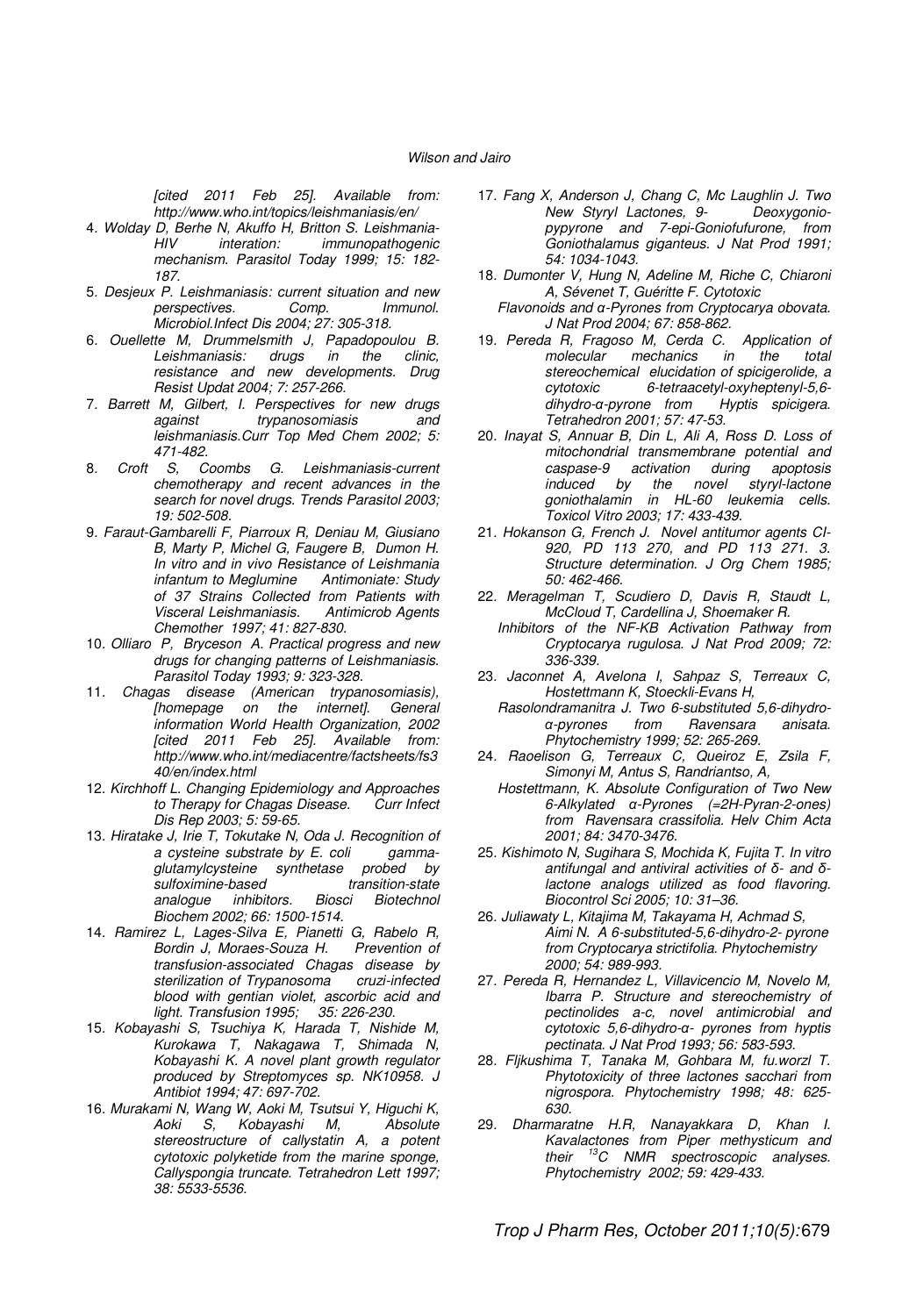[cited 2011 Feb 25]. Available from: http://www.who.int/topics/leishmaniasis/en/

4. *Wolday D, Berhe N, Akuffo H, Britton S. Leishmania-HIV interation: immunopathogenic mechanism. Parasitol Today 1999; 15: 182-187.*
5. *Desjeux P. Leishmaniasis: current situation and new perspectives. Comp. Immunol. Microbiol.Infect Dis 2004; 27: 305-318.*
6. *Ouellette M, Drummelsmith J, Papadopoulou B. Leishmaniasis: drugs in the clinic, resistance and new developments. Drug Resist Updat 2004; 7: 257-266.*
7. *Barrett M, Gilbert, I. Perspectives for new drugs against trypanosomiasis and leishmaniasis.Curr Top Med Chem 2002; 5: 471-482.*
8. *Croft S, Coombs G. Leishmaniasis-current chemotherapy and recent advances in the search for novel drugs. Trends Parasitol 2003; 19: 502-508.*
9. *Faraut-Gambarelli F, Piarroux R, Deniau M, Giusiano B, Marty P, Michel G, Faugere B, Dumon H. In vitro and in vivo Resistance of Leishmania infantum to Meglumine Antimoniate: Study of 37 Strains Collected from Patients with Visceral Leishmaniasis. Antimicrob Agents Chemother 1997; 41: 827-830.*
10. *Olliaro P, Bryceson A. Practical progress and new drugs for changing patterns of Leishmaniasis. Parasitol Today 1993; 9: 323-328.*
11. *Chagas disease (American trypanosomiasis), [homepage on the internet]. General information World Health Organization, 2002 [cited 2011 Feb 25]. Available from: http://www.who.int/mediacentre/factsheets/fs340/en/index.html*
12. *Kirchhoff L. Changing Epidemiology and Approaches to Therapy for Chagas Disease. Curr Infect Dis Rep 2003; 5: 59-65.*
13. *Hiratake J, Irie T, Tokutake N, Oda J. Recognition of a cysteine substrate by E. coli gamma-glutamylcysteine synthetase probed by sulfoximine-based transition-state analogue inhibitors. Biosci Biotechnol Biochem 2002; 66: 1500-1514.*
14. *Ramirez L, Lages-Silva E, Pianetti G, Rabelo R, Bordin J, Moraes-Souza H. Prevention of transfusion-associated Chagas disease by sterilization of Trypanosoma cruzi-infected blood with gentian violet, ascorbic acid and light. Transfusion 1995; 35: 226-230.*
15. *Kobayashi S, Tsuchiya K, Harada T, Nishide M, Kurokawa T, Nakagawa T, Shimada N, Kobayashi K. A novel plant growth regulator produced by Streptomyces sp. NK10958. J Antibiot 1994; 47: 697-702.*
16. *Murakami N, Wang W, Aoki M, Tsutsui Y, Higuchi K, Aoki S, Kobayashi M, Absolute stereostructure of callystatin A, a potent cytotoxic polyketide from the marine sponge, Callyspongia truncate. Tetrahedron Lett 1997; 38: 5533-5536.*
17. *Fang X, Anderson J, Chang C, Mc Laughlin J. Two New Styryl Lactones, 9- Deoxygoniopypyrone and 7-epi-Goniofufurone, from Goniothalamus giganteus. J Nat Prod 1991; 54: 1034-1043.*
18. *Dumonter V, Hung N, Adeline M, Riche C, Chiaroni A, Sévenet T, Guéritte F. Cytotoxic Flavonoids and α-Pyrones from Cryptocarya obovata. J Nat Prod 2004; 67: 858-862.*
19. *Pereda R, Fragoso M, Cerda C. Application of molecular mechanics in the total stereochemical elucidation of spicigerolide, a cytotoxic 6-tetraacetyl-oxyheptenyl-5,6-dihydro-α-pyrone from Hyptis spicigera. Tetrahedron 2001; 57: 47-53.*
20. *Inayat S, Annuar B, Din L, Ali A, Ross D. Loss of mitochondrial transmembrane potential and caspase-9 activation during apoptosis induced by the novel styryl-lactone goniothalamin in HL-60 leukemia cells. Toxicol Vitro 2003; 17: 433-439.*
21. *Hokanson G, French J. Novel antitumor agents CI-920, PD 113 270, and PD 113 271. 3. Structure determination. J Org Chem 1985; 50: 462-466.*
22. *Meragelman T, Scudiero D, Davis R, Staudt L, McCloud T, Cardellina J, Shoemaker R. Inhibitors of the NF-KB Activation Pathway from Cryptocarya rugulosa. J Nat Prod 2009; 72: 336-339.*
23. *Jaconnet A, Avelona I, Sahpaz S, Terreaux C, Hostettmann K, Stoeckli-Evans H, Rasolondramanitra J. Two 6-substituted 5,6-dihydro-α-pyrones from Ravensara anisata. Phytochemistry 1999; 52: 265-269.*
24. *Raoelison G, Terreaux C, Queiroz E, Zsila F, Simonyi M, Antus S, Randriantso, A, Hostettmann, K. Absolute Configuration of Two New 6-Alkylated α-Pyrones (=2H-Pyran-2-ones) from Ravensara crassifolia. Helv Chim Acta 2001; 84: 3470-3476.*
25. *Kishimoto N, Sugihara S, Mochida K, Fujita T. In vitro antifungal and antiviral activities of δ- and δ-lactone analogs utilized as food flavoring. Biocontrol Sci 2005; 10: 31–36.*
26. *Juliawaty L, Kitajima M, Takayama H, Achmad S, Aimi N. A 6-substituted-5,6-dihydro-2- pyrone from Cryptocarya strictifolia. Phytochemistry 2000; 54: 989-993.*
27. *Pereda R, Hernandez L, Villavicencio M, Novelo M, Ibarra P. Structure and stereochemistry of pectinolides a-c, novel antimicrobial and cytotoxic 5,6-dihydro-α- pyrones from hyptis pectinata. J Nat Prod 1993; 56: 583-593.*
28. *Fljkushima T, Tanaka M, Gohbara M, fu.worzl T. Phytotoxicity of three lactones sacchari from nigrospora. Phytochemistry 1998; 48: 625-630.*
29. *Dharmaratne H.R, Nanayakkara D, Khan I. Kavalactones from Piper methysticum and their $^{13}C$ NMR spectroscopic analyses. Phytochemistry 2002; 59: 429-433.*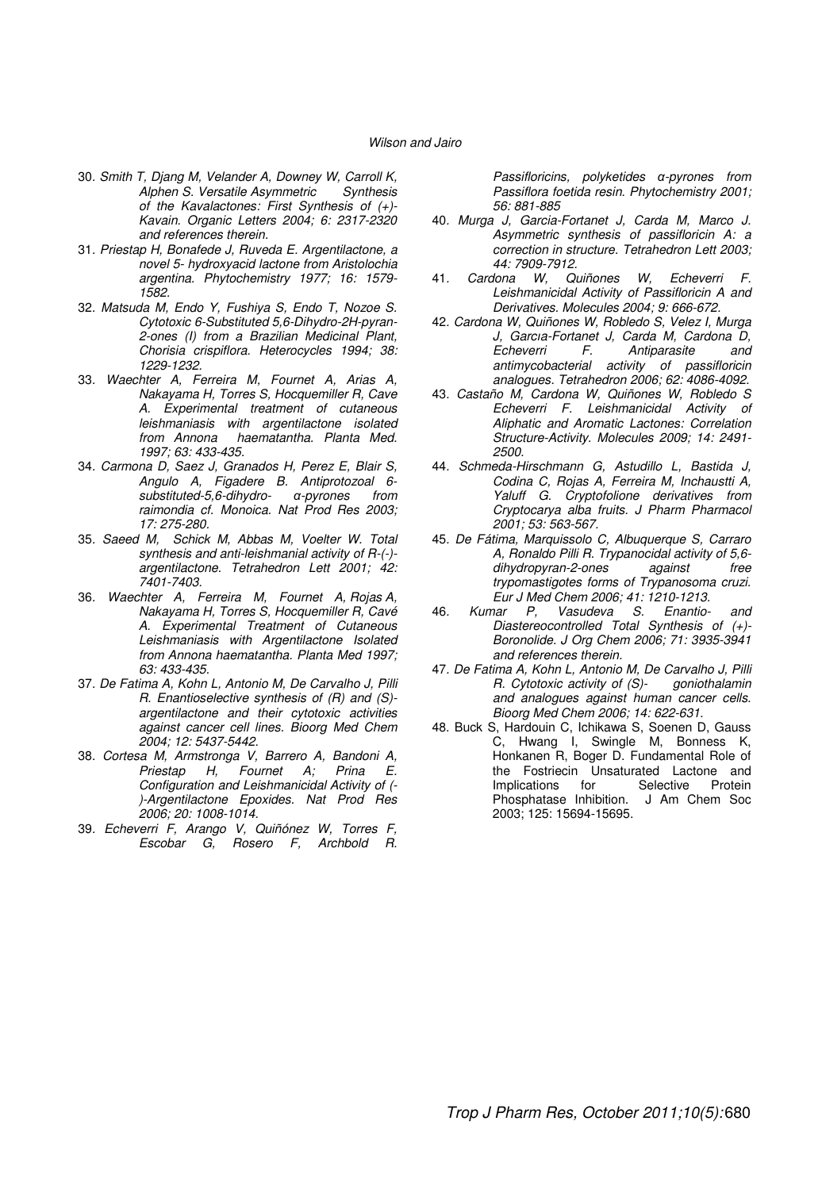30. *Smith T, Djang M, Velander A, Downey W, Carroll K, Alphen S. Versatile Asymmetric Synthesis of the Kavalactones: First Synthesis of (+)-Kavain. Organic Letters 2004; 6: 2317-2320 and references therein.*
31. *Priestap H, Bonafede J, Ruveda E. Argentilactone, a novel 5- hydroxyacid lactone from Aristolochia argentina. Phytochemistry 1977; 16: 1579-1582.*
32. *Matsuda M, Endo Y, Fushiya S, Endo T, Nozoe S. Cytotoxic 6-Substituted 5,6-Dihydro-2H-pyran-2-ones (I) from a Brazilian Medicinal Plant, Chorisia crispiflora. Heterocycles 1994; 38: 1229-1232.*
33. *Waechter A, Ferreira M, Fournet A, Arias A, Nakayama H, Torres S, Hocquemiller R, Cave A. Experimental treatment of cutaneous leishmaniasis with argentilactone isolated from Annona haematantha. Planta Med. 1997; 63: 433-435.*
34. *Carmona D, Saez J, Granados H, Perez E, Blair S, Angulo A, Figadere B. Antiprotozoal 6-substituted-5,6-dihydro- α-pyrones from raimondia cf. Monoica. Nat Prod Res 2003; 17: 275-280.*
35. *Saeed M, Schick M, Abbas M, Voelter W. Total synthesis and anti-leishmanial activity of R-(-)-argentilactone. Tetrahedron Lett 2001; 42: 7401-7403.*
36. *Waechter A, Ferreira M, Fournet A, Rojas A, Nakayama H, Torres S, Hocquemiller R, Cavé A. Experimental Treatment of Cutaneous Leishmaniasis with Argentilactone Isolated from Annona haematantha. Planta Med 1997; 63: 433-435.*
37. *De Fatima A, Kohn L, Antonio M, De Carvalho J, Pilli R. Enantioselective synthesis of (R) and (S)-argentilactone and their cytotoxic activities against cancer cell lines. Bioorg Med Chem 2004; 12: 5437-5442.*
38. *Cortesa M, Armstronga V, Barrero A, Bandoni A, Priestap H, Fournet A; Prina E. Configuration and Leishmanicidal Activity of (-)-Argentilactone Epoxides. Nat Prod Res 2006; 20: 1008-1014.*
39. *Echeverri F, Arango V, Quiñónez W, Torres F, Escobar G, Rosero F, Archbold R. Passifloricins, polyketides α-pyrones from Passiflora foetida resin. Phytochemistry 2001; 56: 881-885*
40. *Murga J, Garcia-Fortanet J, Carda M, Marco J. Asymmetric synthesis of passifloricin A: a correction in structure. Tetrahedron Lett 2003; 44: 7909-7912.*
41. *Cardona W, Quiñones W, Echeverri F. Leishmanicidal Activity of Passifloricin A and Derivatives. Molecules 2004; 9: 666-672.*
42. *Cardona W, Quiñones W, Robledo S, Velez I, Murga J, Garcıa-Fortanet J, Carda M, Cardona D, Echeverri F. Antiparasite and antimycobacterial activity of passifloricin analogues. Tetrahedron 2006; 62: 4086-4092.*
43. *Castaño M, Cardona W, Quiñones W, Robledo S Echeverri F. Leishmanicidal Activity of Aliphatic and Aromatic Lactones: Correlation Structure-Activity. Molecules 2009; 14: 2491-2500.*
44. *Schmeda-Hirschmann G, Astudillo L, Bastida J, Codina C, Rojas A, Ferreira M, Inchaustti A, Yaluff G. Cryptofolione derivatives from Cryptocarya alba fruits. J Pharm Pharmacol 2001; 53: 563-567.*
45. *De Fátima, Marquissolo C, Albuquerque S, Carraro A, Ronaldo Pilli R. Trypanocidal activity of 5,6-dihydropyran-2-ones against free trypomastigotes forms of Trypanosoma cruzi. Eur J Med Chem 2006; 41: 1210-1213.*
46. *Kumar P, Vasudeva S. Enantio- and Diastereocontrolled Total Synthesis of (+)-Boronolide. J Org Chem 2006; 71: 3935-3941 and references therein.*
47. *De Fatima A, Kohn L, Antonio M, De Carvalho J, Pilli R. Cytotoxic activity of (S)- goniothalamin and analogues against human cancer cells. Bioorg Med Chem 2006; 14: 622-631.*
48. Buck S, Hardouin C, Ichikawa S, Soenen D, Gauss C, Hwang I, Swingle M, Bonness K, Honkanen R, Boger D. Fundamental Role of the Fostriecin Unsaturated Lactone and Implications for Selective Protein Phosphatase Inhibition. J Am Chem Soc 2003; 125: 15694-15695.